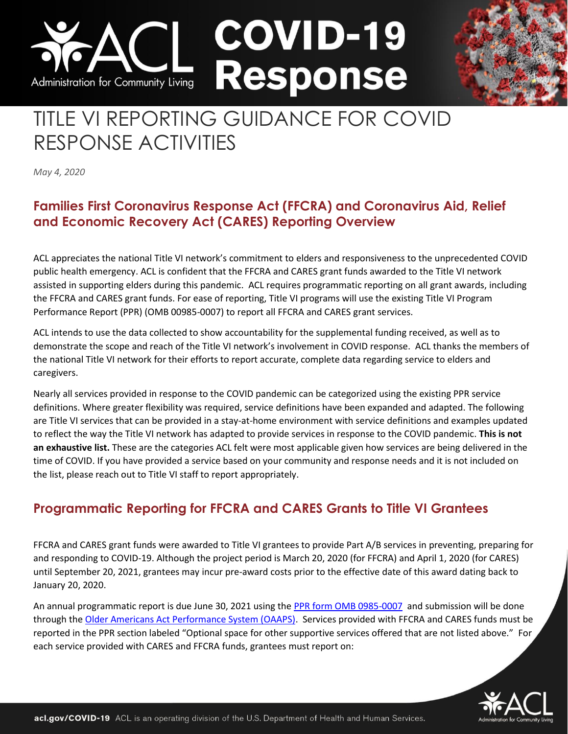# TITLE VI REPORTING GUIDANCE FOR COVID RESPONSE ACTIVITIES

*May 4, 2020*

## Families First Coronavirus Response Act (FFCRA) and Coronavirus Aid, Relief and Economic Recovery Act (CARES) Reporting Overview

ACL appreciates the national Title VI network's commitment to elders and responsiveness to the unprecedented COVID public health emergency. ACL is confident that the FFCRA and CARES grant funds awarded to the Title VI network assisted in supporting elders during this pandemic. ACL requires programmatic reporting on all grant awards, including the FFCRA and CARES grant funds. For ease of reporting, Title VI programs will use the existing Title VI Program Performance Report (PPR) (OMB 00985-0007) to report all FFCRA and CARES grant services.

ACL intends to use the data collected to show accountability for the supplemental funding received, as well as to demonstrate the scope and reach of the Title VI network's involvement in COVID response. ACL thanks the members of the national Title VI network for their efforts to report accurate, complete data regarding service to elders and caregivers.

Nearly all services provided in response to the COVID pandemic can be categorized using the existing PPR service definitions. Where greater flexibility was required, service definitions have been expanded and adapted. The following are Title VI services that can be provided in a stay-at-home environment with service definitions and examples updated to reflect the way the Title VI network has adapted to provide services in response to the COVID pandemic. **This is not an exhaustive list.** These are the categories ACL felt were most applicable given how services are being delivered in the time of COVID. If you have provided a service based on your community and response needs and it is not included on the list, please reach out to Title VI staff to report appropriately.

## Programmatic Reporting for FFCRA and CARES Grants to Title VI Grantees

FFCRA and CARES grant funds were awarded to Title VI grantees to provide Part A/B services in preventing, preparing for and responding to COVID-19. Although the project period is March 20, 2020 (for FFCRA) and April 1, 2020 (for CARES) until September 20, 2021, grantees may incur pre-award costs prior to the effective date of this award dating back to January 20, 2020.

An annual programmatic report is due June 30, 2021 using the PPR form OMB 0985-0007 and submission will be done through the Older Americans Act Performance System (OAAPS). Services provided with FFCRA and CARES funds must be reported in the PPR section labeled "Optional space for other supportive services offered that are not listed above." For each service provided with CARES and FFCRA funds, grantees must report on: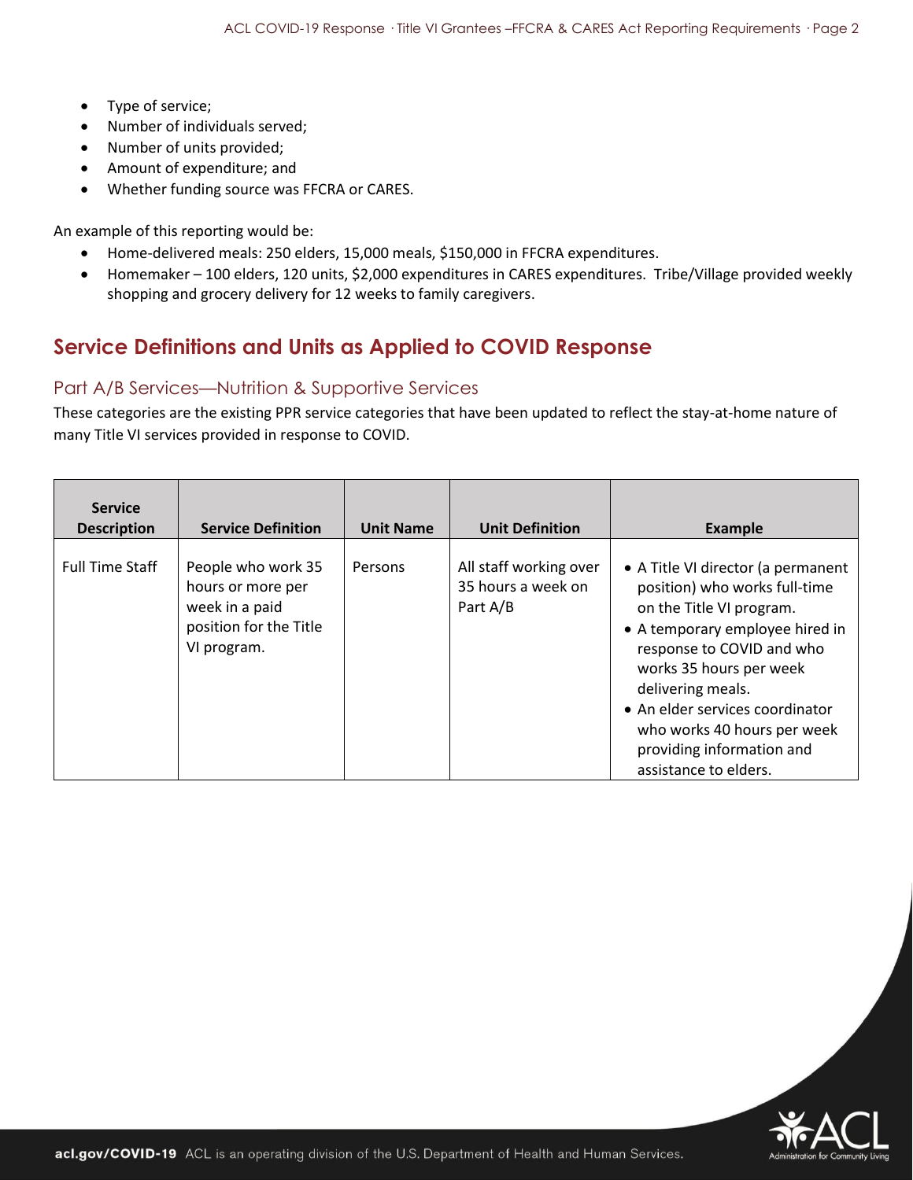- Type of service;
- Number of individuals served;
- Number of units provided;
- Amount of expenditure; and
- Whether funding source was FFCRA or CARES.

An example of this reporting would be:

- Home-delivered meals: 250 elders, 15,000 meals, $150,000 in FFCRA expenditures.
- Homemaker – 100 elders, 120 units, $2,000 expenditures in CARES expenditures. Tribe/Village provided weekly shopping and grocery delivery for 12 weeks to family caregivers.

## Service Definitions and Units as Applied to COVID Response

### Part A/B Services—Nutrition & Supportive Services

These categories are the existing PPR service categories that have been updated to reflect the stay-at-home nature of many Title VI services provided in response to COVID.

| Service Description | Service Definition | Unit Name | Unit Definition | Example |
|---|---|---|---|---|
| Full Time Staff | People who work 35 hours or more per week in a paid position for the Title VI program. | Persons | All staff working over 35 hours a week on Part A/B | • A Title VI director (a permanent position) who works full-time on the Title VI program. • A temporary employee hired in response to COVID and who works 35 hours per week delivering meals. • An elder services coordinator who works 40 hours per week providing information and assistance to elders. |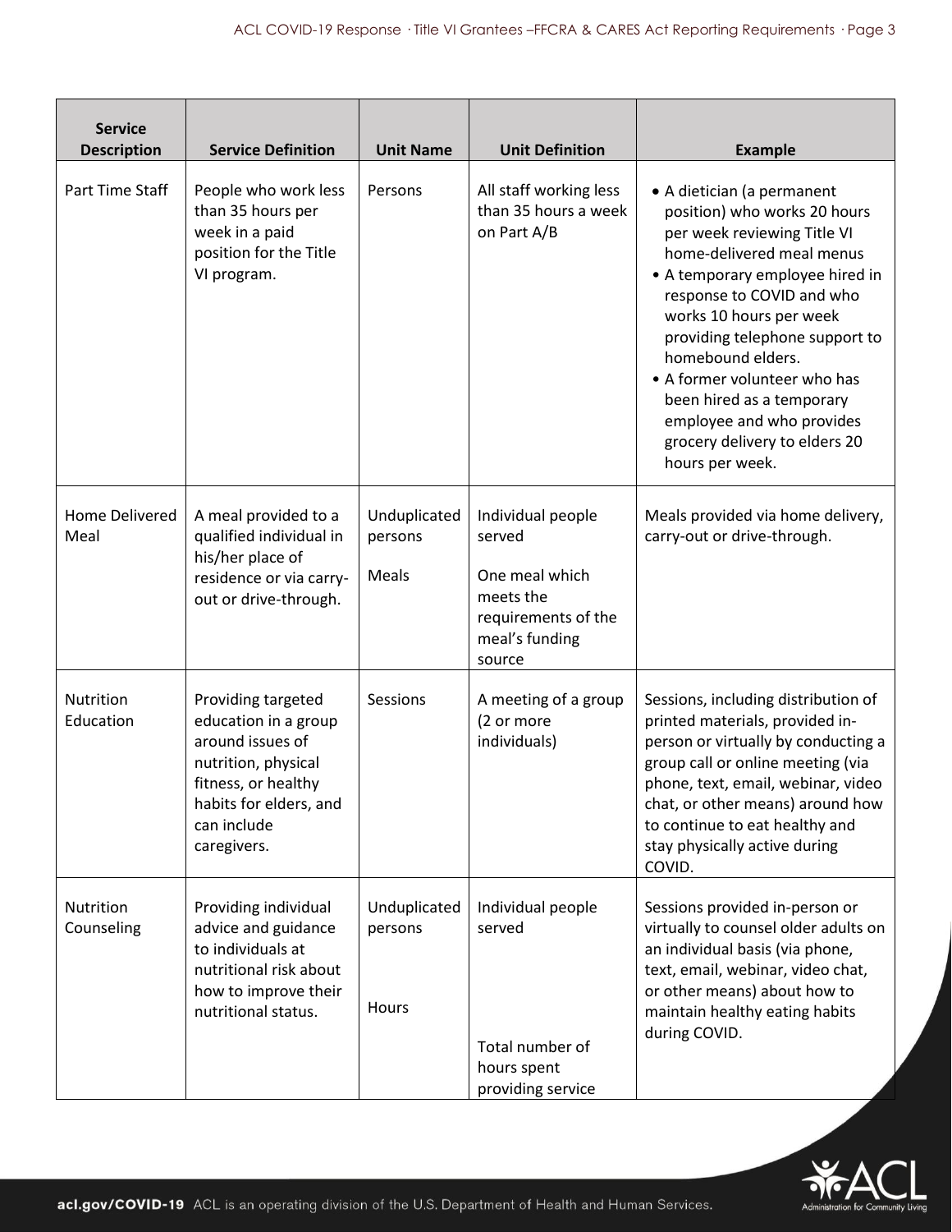| Service Description | Service Definition | Unit Name | Unit Definition | Example |
|---|---|---|---|---|
| Part Time Staff | People who work less than 35 hours per week in a paid position for the Title VI program. | Persons | All staff working less than 35 hours a week on Part A/B | • A dietician (a permanent position) who works 20 hours per week reviewing Title VI home-delivered meal menus<br>• A temporary employee hired in response to COVID and who works 10 hours per week providing telephone support to homebound elders.<br>• A former volunteer who has been hired as a temporary employee and who provides grocery delivery to elders 20 hours per week. |
| Home Delivered Meal | A meal provided to a qualified individual in his/her place of residence or via carry-out or drive-through. | Unduplicated persons<br><br>Meals | Individual people served<br><br>One meal which meets the requirements of the meal's funding source | Meals provided via home delivery, carry-out or drive-through. |
| Nutrition Education | Providing targeted education in a group around issues of nutrition, physical fitness, or healthy habits for elders, and can include caregivers. | Sessions | A meeting of a group (2 or more individuals) | Sessions, including distribution of printed materials, provided in-person or virtually by conducting a group call or online meeting (via phone, text, email, webinar, video chat, or other means) around how to continue to eat healthy and stay physically active during COVID. |
| Nutrition Counseling | Providing individual advice and guidance to individuals at nutritional risk about how to improve their nutritional status. | Unduplicated persons<br><br>Hours | Individual people served<br><br>Total number of hours spent providing service | Sessions provided in-person or virtually to counsel older adults on an individual basis (via phone, text, email, webinar, video chat, or other means) about how to maintain healthy eating habits during COVID. |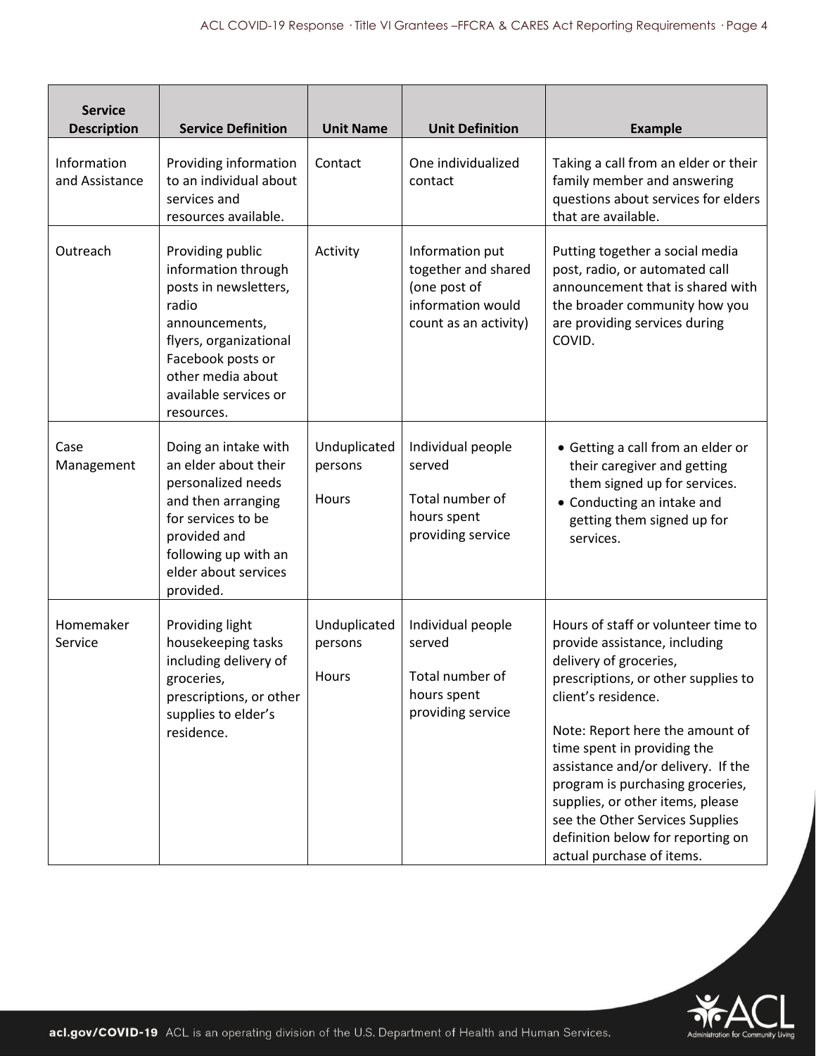| Service Description | Service Definition | Unit Name | Unit Definition | Example |
|---|---|---|---|---|
| Information and Assistance | Providing information to an individual about services and resources available. | Contact | One individualized contact | Taking a call from an elder or their family member and answering questions about services for elders that are available. |
| Outreach | Providing public information through posts in newsletters, radio announcements, flyers, organizational Facebook posts or other media about available services or resources. | Activity | Information put together and shared (one post of information would count as an activity) | Putting together a social media post, radio, or automated call announcement that is shared with the broader community how you are providing services during COVID. |
| Case Management | Doing an intake with an elder about their personalized needs and then arranging for services to be provided and following up with an elder about services provided. | Unduplicated persons<br><br>Hours | Individual people served<br><br>Total number of hours spent providing service | • Getting a call from an elder or their caregiver and getting them signed up for services.<br>• Conducting an intake and getting them signed up for services. |
| Homemaker Service | Providing light housekeeping tasks including delivery of groceries, prescriptions, or other supplies to elder's residence. | Unduplicated persons<br><br>Hours | Individual people served<br><br>Total number of hours spent providing service | Hours of staff or volunteer time to provide assistance, including delivery of groceries, prescriptions, or other supplies to client's residence.<br><br>Note: Report here the amount of time spent in providing the assistance and/or delivery. If the program is purchasing groceries, supplies, or other items, please see the Other Services Supplies definition below for reporting on actual purchase of items. |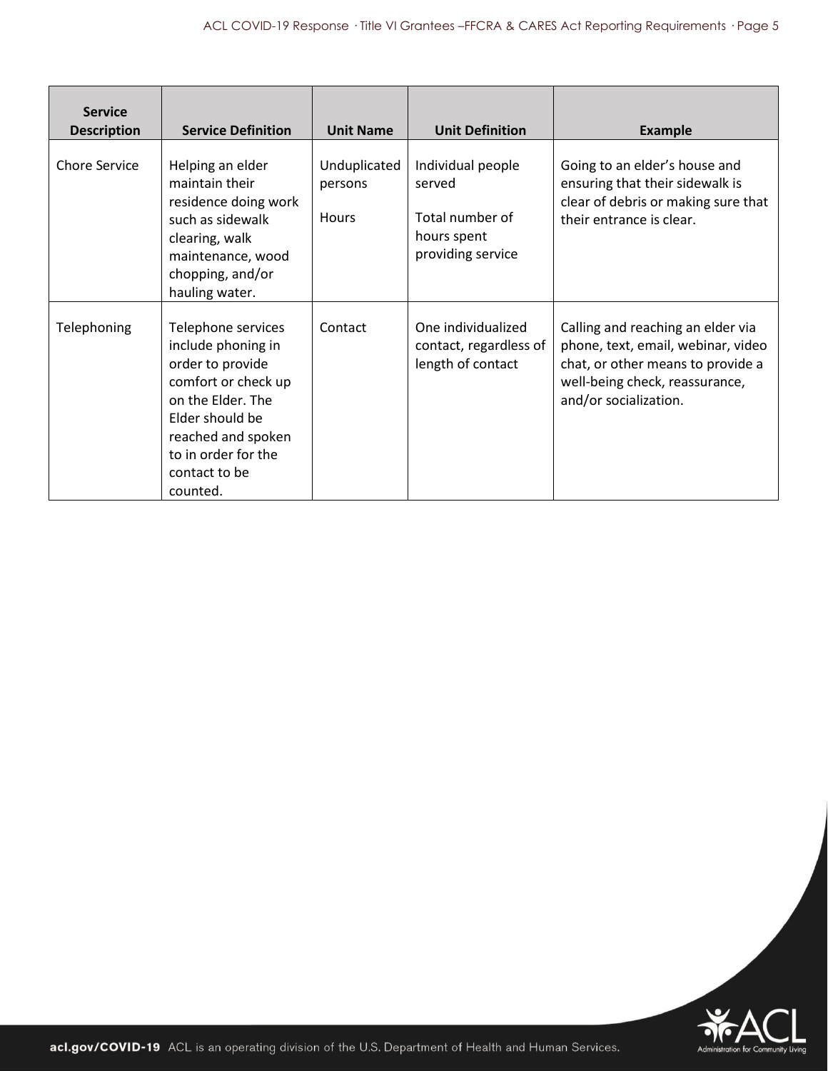| Service Description | Service Definition | Unit Name | Unit Definition | Example |
|---|---|---|---|---|
| Chore Service | Helping an elder maintain their residence doing work such as sidewalk clearing, walk maintenance, wood chopping, and/or hauling water. | Unduplicated persons<br><br>Hours | Individual people served<br><br>Total number of hours spent providing service | Going to an elder's house and ensuring that their sidewalk is clear of debris or making sure that their entrance is clear. |
| Telephoning | Telephone services include phoning in order to provide comfort or check up on the Elder. The Elder should be reached and spoken to in order for the contact to be counted. | Contact | One individualized contact, regardless of length of contact | Calling and reaching an elder via phone, text, email, webinar, video chat, or other means to provide a well-being check, reassurance, and/or socialization. |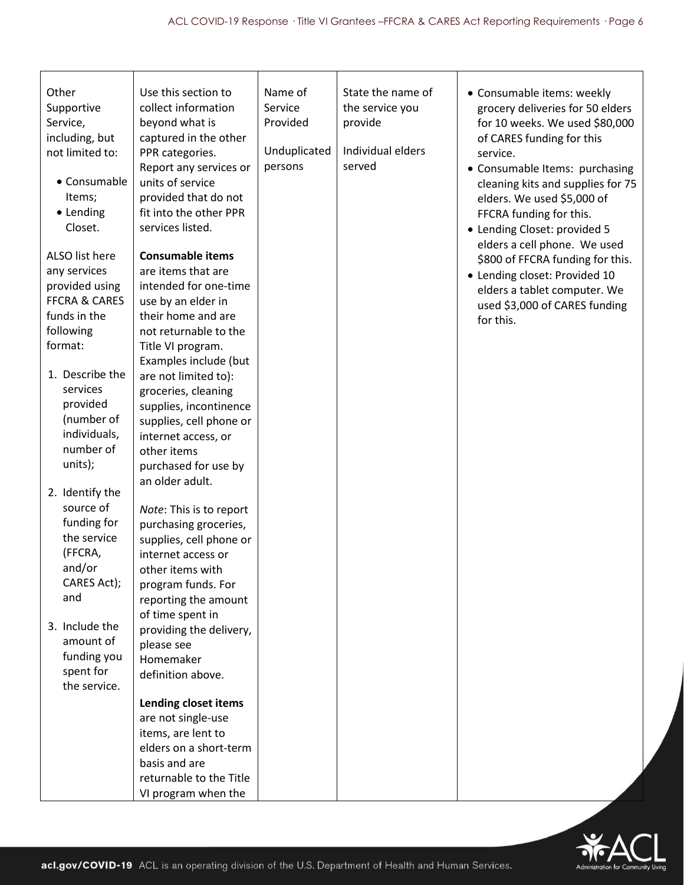| | | | | |
|---|---|---|---|---|
| Other Supportive Service, including, but not limited to:<br>• Consumable Items;<br>• Lending Closet.<br><br>ALSO list here any services provided using FFCRA & CARES funds in the following format:<br>1. Describe the services provided (number of individuals, number of units);<br>2. Identify the source of funding for the service (FFCRA, and/or CARES Act); and<br>3. Include the amount of funding you spent for the service. | Use this section to collect information beyond what is captured in the other PPR categories. Report any services or units of service provided that do not fit into the other PPR services listed.<br><br>**Consumable items** are items that are intended for one-time use by an elder in their home and are not returnable to the Title VI program. Examples include (but are not limited to): groceries, cleaning supplies, incontinence supplies, cell phone or internet access, or other items purchased for use by an older adult.<br><br>*Note*: This is to report purchasing groceries, supplies, cell phone or internet access or other items with program funds. For reporting the amount of time spent in providing the delivery, please see Homemaker definition above.<br><br>**Lending closet items** are not single-use items, are lent to elders on a short-term basis and are returnable to the Title VI program when the | Name of Service Provided<br><br>Unduplicated persons | State the name of the service you provide<br><br>Individual elders served | • Consumable items: weekly grocery deliveries for 50 elders for 10 weeks. We used $80,000 of CARES funding for this service.<br>• Consumable Items: purchasing cleaning kits and supplies for 75 elders. We used $5,000 of FFCRA funding for this.<br>• Lending Closet: provided 5 elders a cell phone. We used $800 of FFCRA funding for this.<br>• Lending closet: Provided 10 elders a tablet computer. We used $3,000 of CARES funding for this. |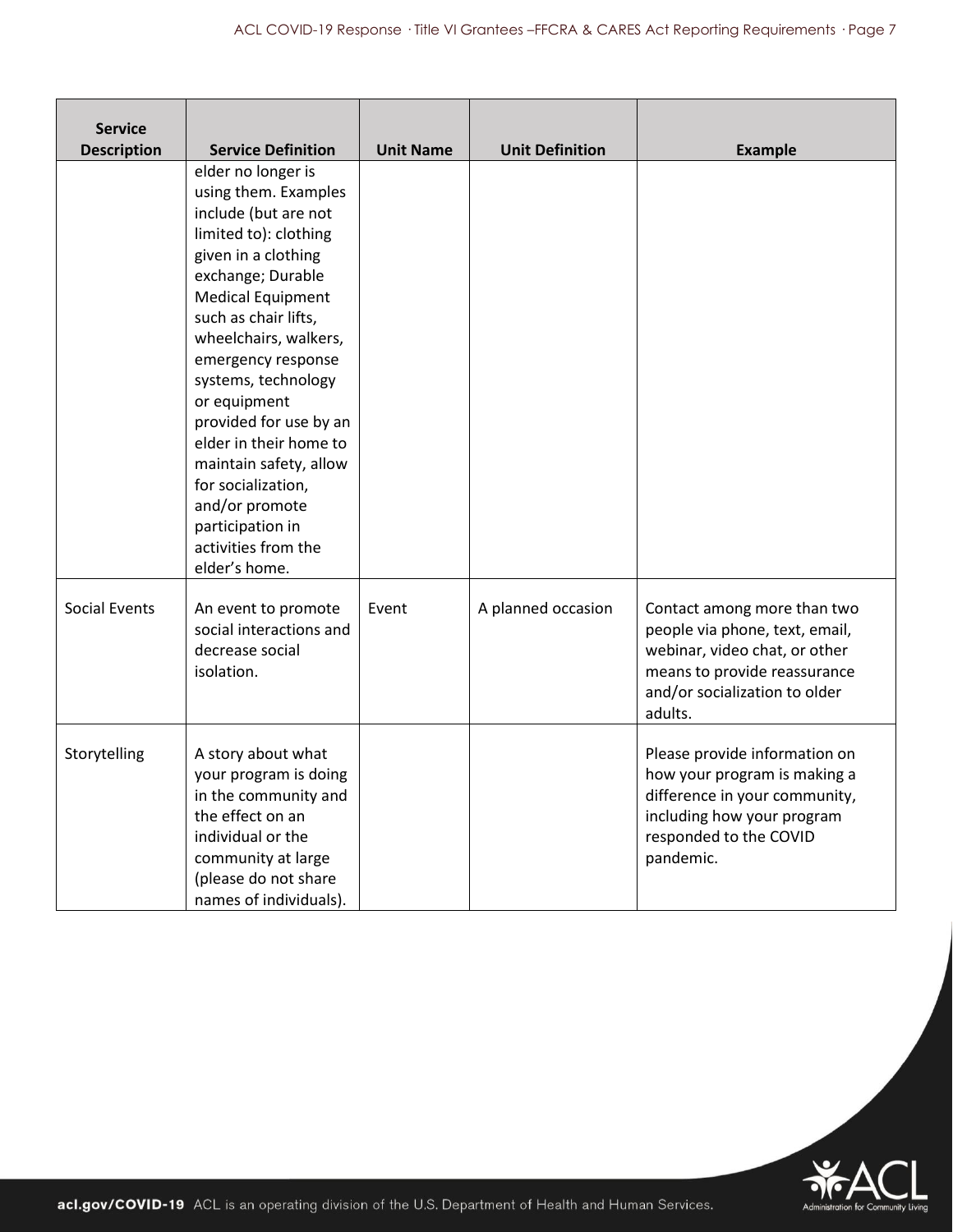| Service Description | Service Definition | Unit Name | Unit Definition | Example |
|---|---|---|---|---|
| | elder no longer is using them. Examples include (but are not limited to): clothing given in a clothing exchange; Durable Medical Equipment such as chair lifts, wheelchairs, walkers, emergency response systems, technology or equipment provided for use by an elder in their home to maintain safety, allow for socialization, and/or promote participation in activities from the elder's home. | | | |
| Social Events | An event to promote social interactions and decrease social isolation. | Event | A planned occasion | Contact among more than two people via phone, text, email, webinar, video chat, or other means to provide reassurance and/or socialization to older adults. |
| Storytelling | A story about what your program is doing in the community and the effect on an individual or the community at large (please do not share names of individuals). | | | Please provide information on how your program is making a difference in your community, including how your program responded to the COVID pandemic. |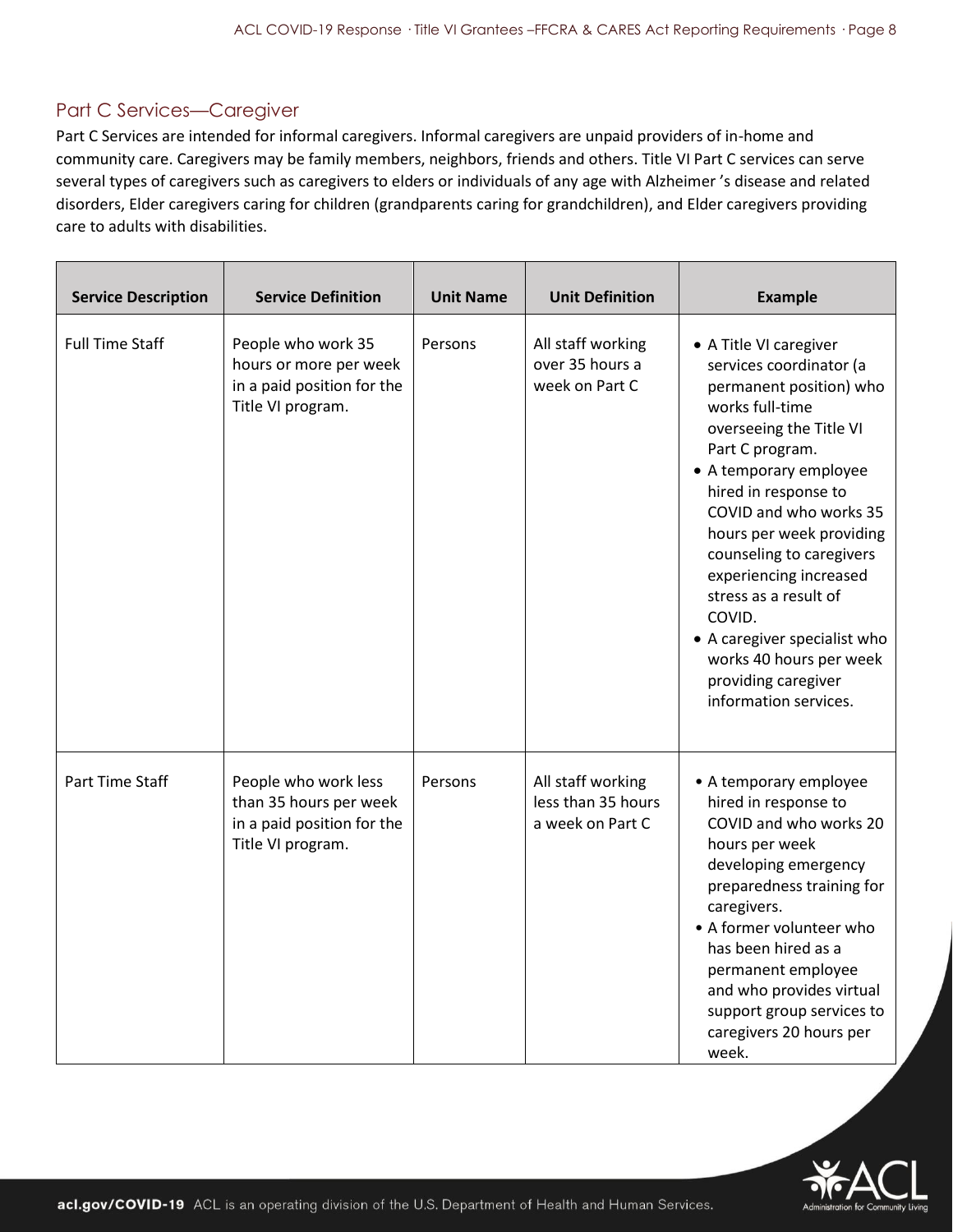## Part C Services—Caregiver

Part C Services are intended for informal caregivers. Informal caregivers are unpaid providers of in-home and community care. Caregivers may be family members, neighbors, friends and others. Title VI Part C services can serve several types of caregivers such as caregivers to elders or individuals of any age with Alzheimer's disease and related disorders, Elder caregivers caring for children (grandparents caring for grandchildren), and Elder caregivers providing care to adults with disabilities.

| Service Description | Service Definition | Unit Name | Unit Definition | Example |
|---|---|---|---|---|
| Full Time Staff | People who work 35 hours or more per week in a paid position for the Title VI program. | Persons | All staff working over 35 hours a week on Part C | • A Title VI caregiver services coordinator (a permanent position) who works full-time overseeing the Title VI Part C program.<br>• A temporary employee hired in response to COVID and who works 35 hours per week providing counseling to caregivers experiencing increased stress as a result of COVID.<br>• A caregiver specialist who works 40 hours per week providing caregiver information services. |
| Part Time Staff | People who work less than 35 hours per week in a paid position for the Title VI program. | Persons | All staff working less than 35 hours a week on Part C | • A temporary employee hired in response to COVID and who works 20 hours per week developing emergency preparedness training for caregivers.<br>• A former volunteer who has been hired as a permanent employee and who provides virtual support group services to caregivers 20 hours per week. |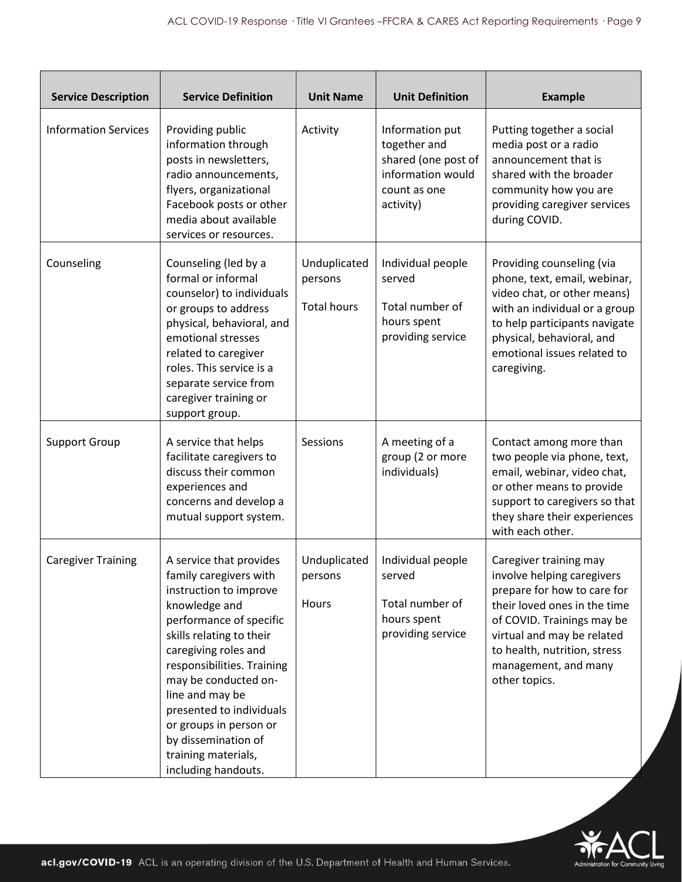| Service Description | Service Definition | Unit Name | Unit Definition | Example |
|---|---|---|---|---|
| Information Services | Providing public information through posts in newsletters, radio announcements, flyers, organizational Facebook posts or other media about available services or resources. | Activity | Information put together and shared (one post of information would count as one activity) | Putting together a social media post or a radio announcement that is shared with the broader community how you are providing caregiver services during COVID. |
| Counseling | Counseling (led by a formal or informal counselor) to individuals or groups to address physical, behavioral, and emotional stresses related to caregiver roles. This service is a separate service from caregiver training or support group. | Unduplicated persons<br><br>Total hours | Individual people served<br><br>Total number of hours spent providing service | Providing counseling (via phone, text, email, webinar, video chat, or other means) with an individual or a group to help participants navigate physical, behavioral, and emotional issues related to caregiving. |
| Support Group | A service that helps facilitate caregivers to discuss their common experiences and concerns and develop a mutual support system. | Sessions | A meeting of a group (2 or more individuals) | Contact among more than two people via phone, text, email, webinar, video chat, or other means to provide support to caregivers so that they share their experiences with each other. |
| Caregiver Training | A service that provides family caregivers with instruction to improve knowledge and performance of specific skills relating to their caregiving roles and responsibilities. Training may be conducted on-line and may be presented to individuals or groups in person or by dissemination of training materials, including handouts. | Unduplicated persons<br><br>Hours | Individual people served<br><br>Total number of hours spent providing service | Caregiver training may involve helping caregivers prepare for how to care for their loved ones in the time of COVID. Trainings may be virtual and may be related to health, nutrition, stress management, and many other topics. |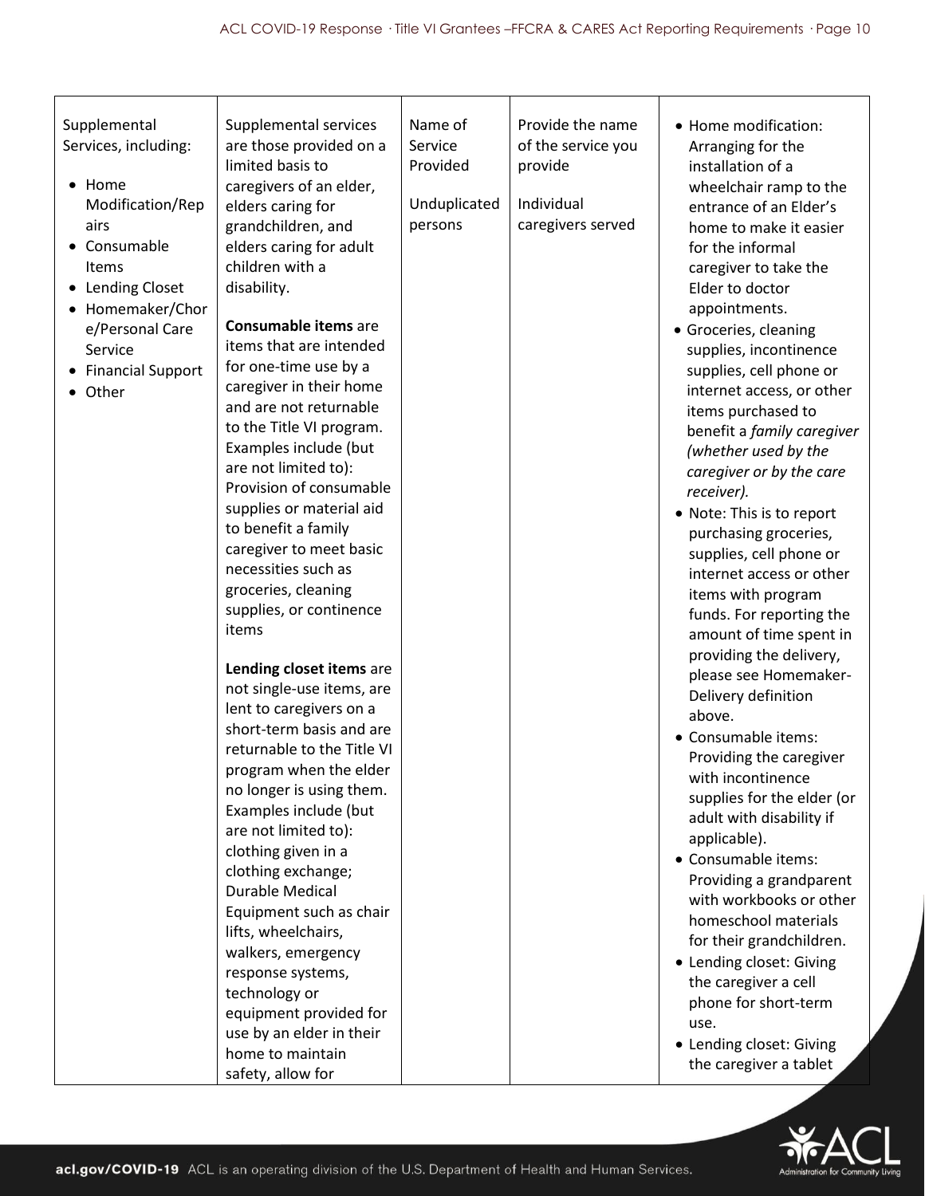| | | | | |
|---|---|---|---|---|
| Supplemental Services, including:<br><br>• Home Modification/Repairs<br>• Consumable Items<br>• Lending Closet<br>• Homemaker/Chore/Personal Care Service<br>• Financial Support<br>• Other | Supplemental services are those provided on a limited basis to caregivers of an elder, elders caring for grandchildren, and elders caring for adult children with a disability.<br><br>**Consumable items** are items that are intended for one-time use by a caregiver in their home and are not returnable to the Title VI program. Examples include (but are not limited to): Provision of consumable supplies or material aid to benefit a family caregiver to meet basic necessities such as groceries, cleaning supplies, or continence items<br><br>**Lending closet items** are not single-use items, are lent to caregivers on a short-term basis and are returnable to the Title VI program when the elder no longer is using them. Examples include (but are not limited to): clothing given in a clothing exchange; Durable Medical Equipment such as chair lifts, wheelchairs, walkers, emergency response systems, technology or equipment provided for use by an elder in their home to maintain safety, allow for | Name of Service Provided<br><br>Unduplicated persons | Provide the name of the service you provide<br><br>Individual caregivers served | • Home modification: Arranging for the installation of a wheelchair ramp to the entrance of an Elder's home to make it easier for the informal caregiver to take the Elder to doctor appointments.<br>• Groceries, cleaning supplies, incontinence supplies, cell phone or internet access, or other items purchased to benefit a *family caregiver (whether used by the caregiver or by the care receiver).*<br>• Note: This is to report purchasing groceries, supplies, cell phone or internet access or other items with program funds. For reporting the amount of time spent in providing the delivery, please see Homemaker-Delivery definition above.<br>• Consumable items: Providing the caregiver with incontinence supplies for the elder (or adult with disability if applicable).<br>• Consumable items: Providing a grandparent with workbooks or other homeschool materials for their grandchildren.<br>• Lending closet: Giving the caregiver a cell phone for short-term use.<br>• Lending closet: Giving the caregiver a tablet |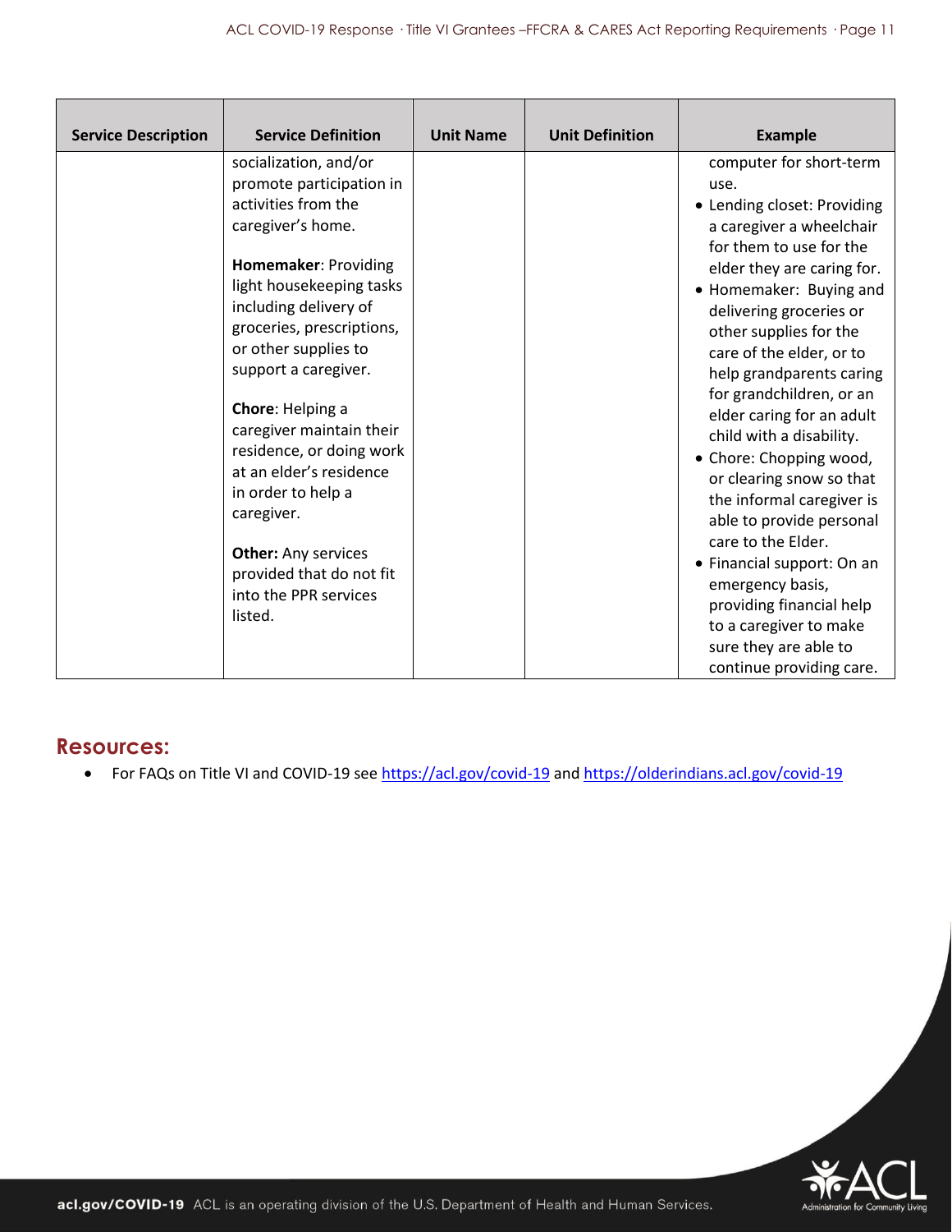| Service Description | Service Definition | Unit Name | Unit Definition | Example |
|---|---|---|---|---|
| | socialization, and/or promote participation in activities from the caregiver's home.<br><br>**Homemaker**: Providing light housekeeping tasks including delivery of groceries, prescriptions, or other supplies to support a caregiver.<br><br>**Chore**: Helping a caregiver maintain their residence, or doing work at an elder's residence in order to help a caregiver.<br><br>**Other:** Any services provided that do not fit into the PPR services listed. | | | computer for short-term use.<br>• Lending closet: Providing a caregiver a wheelchair for them to use for the elder they are caring for.<br>• Homemaker: Buying and delivering groceries or other supplies for the care of the elder, or to help grandparents caring for grandchildren, or an elder caring for an adult child with a disability.<br>• Chore: Chopping wood, or clearing snow so that the informal caregiver is able to provide personal care to the Elder.<br>• Financial support: On an emergency basis, providing financial help to a caregiver to make sure they are able to continue providing care. |

## Resources:

- For FAQs on Title VI and COVID-19 see https://acl.gov/covid-19 and https://olderindians.acl.gov/covid-19